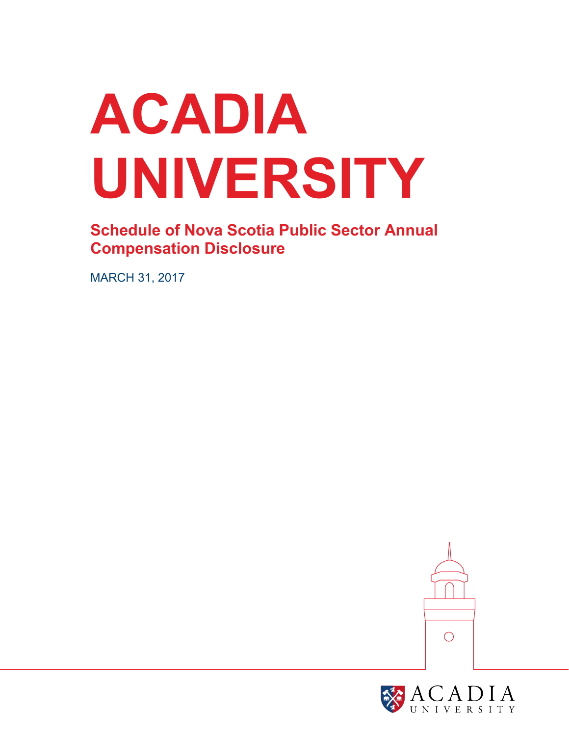# ACADIA UNIVERSITY

## Schedule of Nova Scotia Public Sector Annual Compensation Disclosure

MARCH 31, 2017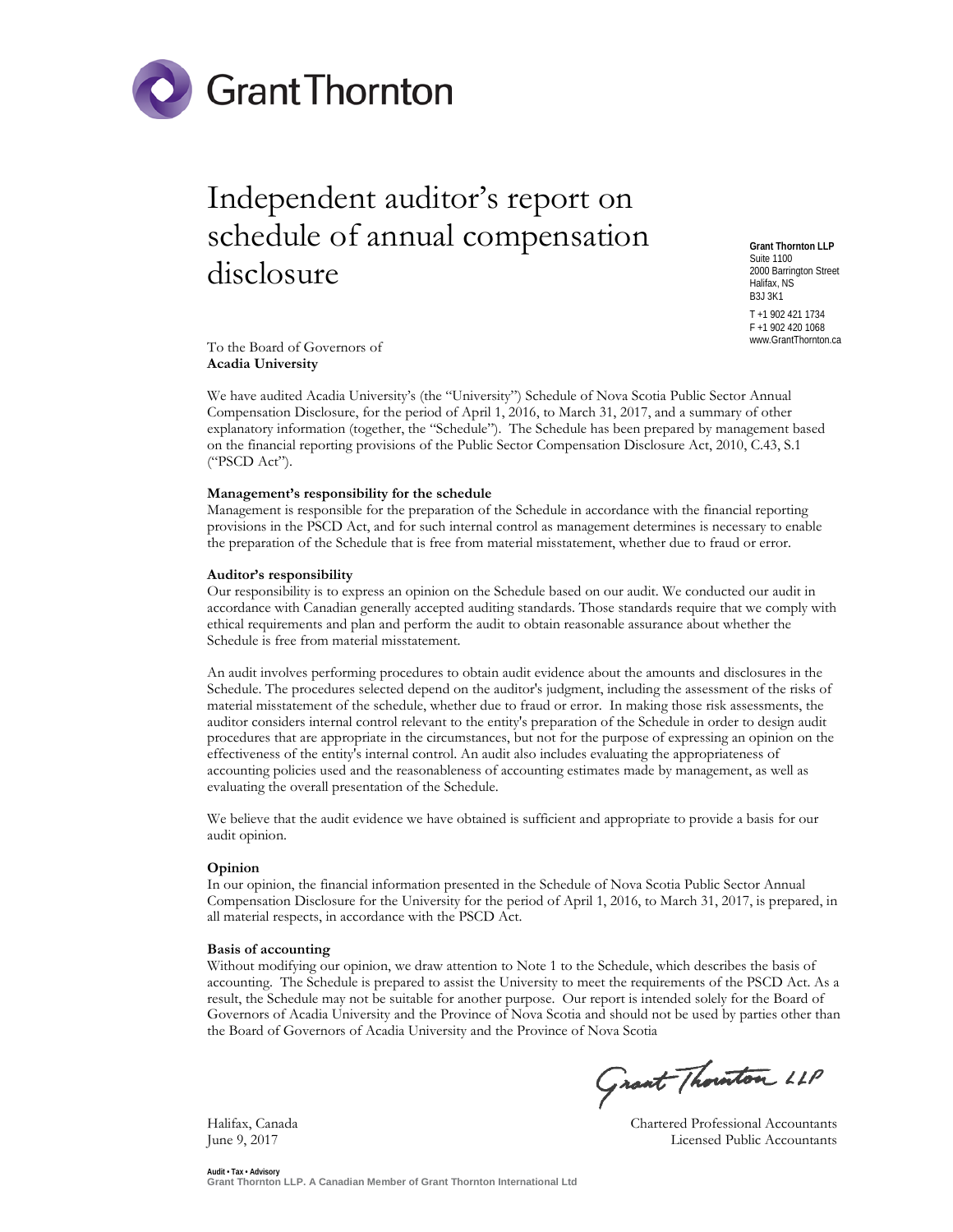Grant Thornton

# Independent auditor's report on schedule of annual compensation disclosure

**Grant Thornton LLP**
Suite 1100
2000 Barrington Street
Halifax, NS
B3J 3K1

T +1 902 421 1734
F +1 902 420 1068
www.GrantThornton.ca

To the Board of Governors of
**Acadia University**

We have audited Acadia University's (the "University") Schedule of Nova Scotia Public Sector Annual Compensation Disclosure, for the period of April 1, 2016, to March 31, 2017, and a summary of other explanatory information (together, the "Schedule"). The Schedule has been prepared by management based on the financial reporting provisions of the Public Sector Compensation Disclosure Act, 2010, C.43, S.1 ("PSCD Act").

**Management's responsibility for the schedule**
Management is responsible for the preparation of the Schedule in accordance with the financial reporting provisions in the PSCD Act, and for such internal control as management determines is necessary to enable the preparation of the Schedule that is free from material misstatement, whether due to fraud or error.

**Auditor's responsibility**
Our responsibility is to express an opinion on the Schedule based on our audit. We conducted our audit in accordance with Canadian generally accepted auditing standards. Those standards require that we comply with ethical requirements and plan and perform the audit to obtain reasonable assurance about whether the Schedule is free from material misstatement.

An audit involves performing procedures to obtain audit evidence about the amounts and disclosures in the Schedule. The procedures selected depend on the auditor's judgment, including the assessment of the risks of material misstatement of the schedule, whether due to fraud or error. In making those risk assessments, the auditor considers internal control relevant to the entity's preparation of the Schedule in order to design audit procedures that are appropriate in the circumstances, but not for the purpose of expressing an opinion on the effectiveness of the entity's internal control. An audit also includes evaluating the appropriateness of accounting policies used and the reasonableness of accounting estimates made by management, as well as evaluating the overall presentation of the Schedule.

We believe that the audit evidence we have obtained is sufficient and appropriate to provide a basis for our audit opinion.

**Opinion**
In our opinion, the financial information presented in the Schedule of Nova Scotia Public Sector Annual Compensation Disclosure for the University for the period of April 1, 2016, to March 31, 2017, is prepared, in all material respects, in accordance with the PSCD Act.

**Basis of accounting**
Without modifying our opinion, we draw attention to Note 1 to the Schedule, which describes the basis of accounting. The Schedule is prepared to assist the University to meet the requirements of the PSCD Act. As a result, the Schedule may not be suitable for another purpose. Our report is intended solely for the Board of Governors of Acadia University and the Province of Nova Scotia and should not be used by parties other than the Board of Governors of Acadia University and the Province of Nova Scotia

Grant Thornton LLP

Halifax, Canada
June 9, 2017

Chartered Professional Accountants
Licensed Public Accountants

Audit • Tax • Advisory
Grant Thornton LLP. A Canadian Member of Grant Thornton International Ltd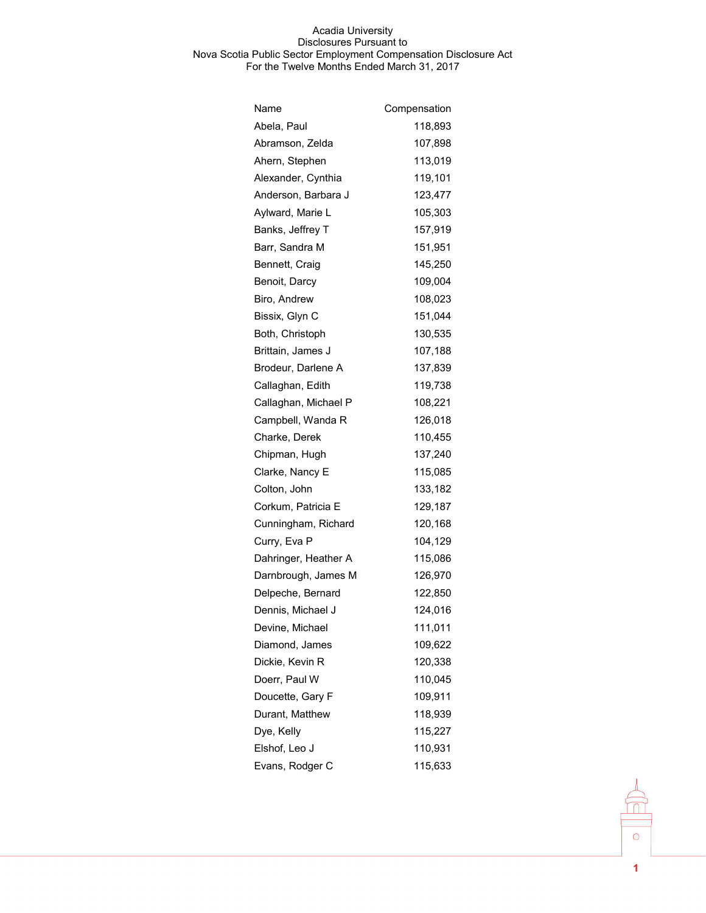Acadia University
Disclosures Pursuant to
Nova Scotia Public Sector Employment Compensation Disclosure Act
For the Twelve Months Ended March 31, 2017

| Name | Compensation |
|---|---|
| Abela, Paul | 118,893 |
| Abramson, Zelda | 107,898 |
| Ahern, Stephen | 113,019 |
| Alexander, Cynthia | 119,101 |
| Anderson, Barbara J | 123,477 |
| Aylward, Marie L | 105,303 |
| Banks, Jeffrey T | 157,919 |
| Barr, Sandra M | 151,951 |
| Bennett, Craig | 145,250 |
| Benoit, Darcy | 109,004 |
| Biro, Andrew | 108,023 |
| Bissix, Glyn C | 151,044 |
| Both, Christoph | 130,535 |
| Brittain, James J | 107,188 |
| Brodeur, Darlene A | 137,839 |
| Callaghan, Edith | 119,738 |
| Callaghan, Michael P | 108,221 |
| Campbell, Wanda R | 126,018 |
| Charke, Derek | 110,455 |
| Chipman, Hugh | 137,240 |
| Clarke, Nancy E | 115,085 |
| Colton, John | 133,182 |
| Corkum, Patricia E | 129,187 |
| Cunningham, Richard | 120,168 |
| Curry, Eva P | 104,129 |
| Dahringer, Heather A | 115,086 |
| Darnbrough, James M | 126,970 |
| Delpeche, Bernard | 122,850 |
| Dennis, Michael J | 124,016 |
| Devine, Michael | 111,011 |
| Diamond, James | 109,622 |
| Dickie, Kevin R | 120,338 |
| Doerr, Paul W | 110,045 |
| Doucette, Gary F | 109,911 |
| Durant, Matthew | 118,939 |
| Dye, Kelly | 115,227 |
| Elshof, Leo J | 110,931 |
| Evans, Rodger C | 115,633 |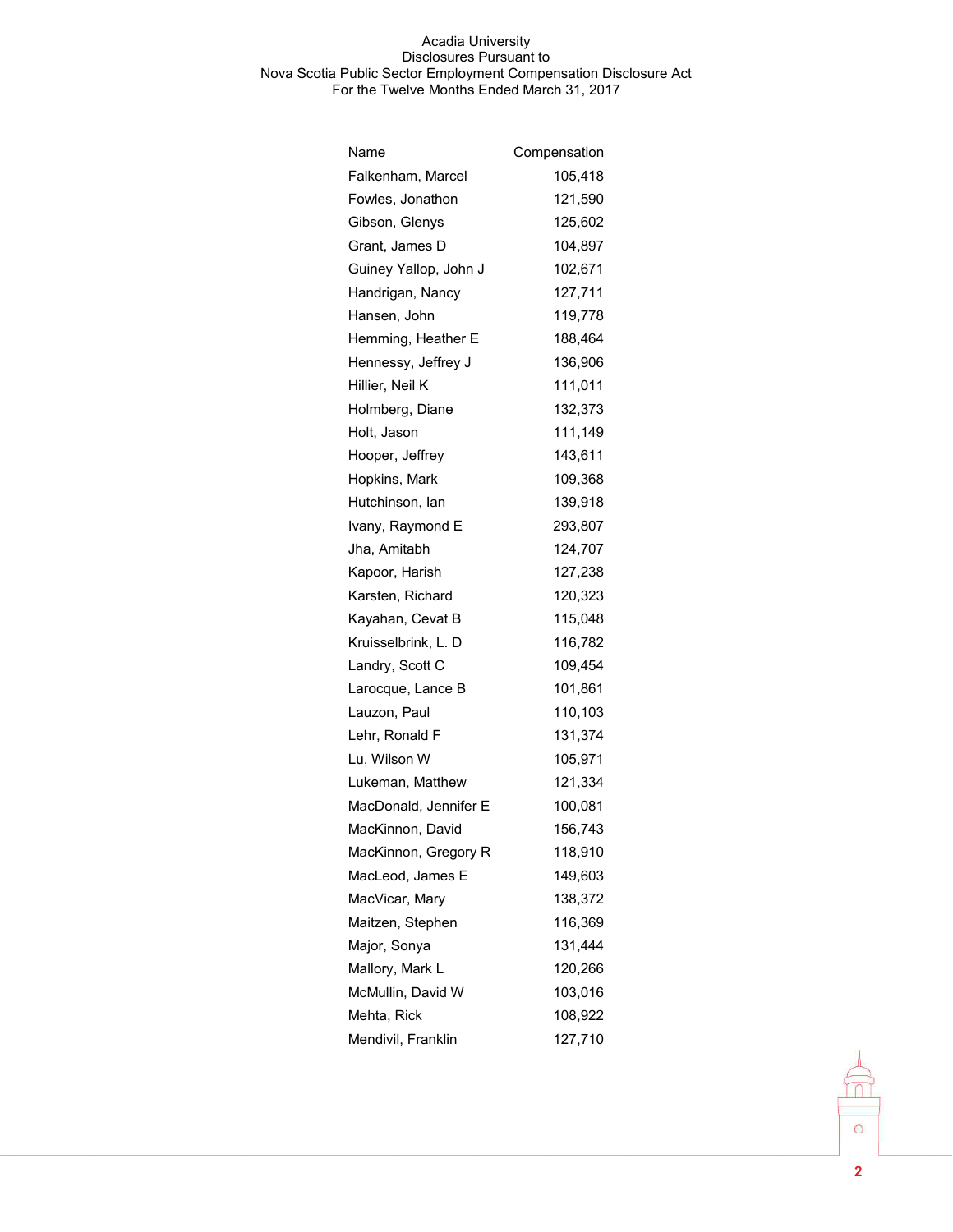Acadia University
Disclosures Pursuant to
Nova Scotia Public Sector Employment Compensation Disclosure Act
For the Twelve Months Ended March 31, 2017

| Name | Compensation |
|---|---|
| Falkenham, Marcel | 105,418 |
| Fowles, Jonathon | 121,590 |
| Gibson, Glenys | 125,602 |
| Grant, James D | 104,897 |
| Guiney Yallop, John J | 102,671 |
| Handrigan, Nancy | 127,711 |
| Hansen, John | 119,778 |
| Hemming, Heather E | 188,464 |
| Hennessy, Jeffrey J | 136,906 |
| Hillier, Neil K | 111,011 |
| Holmberg, Diane | 132,373 |
| Holt, Jason | 111,149 |
| Hooper, Jeffrey | 143,611 |
| Hopkins, Mark | 109,368 |
| Hutchinson, Ian | 139,918 |
| Ivany, Raymond E | 293,807 |
| Jha, Amitabh | 124,707 |
| Kapoor, Harish | 127,238 |
| Karsten, Richard | 120,323 |
| Kayahan, Cevat B | 115,048 |
| Kruisselbrink, L. D | 116,782 |
| Landry, Scott C | 109,454 |
| Larocque, Lance B | 101,861 |
| Lauzon, Paul | 110,103 |
| Lehr, Ronald F | 131,374 |
| Lu, Wilson W | 105,971 |
| Lukeman, Matthew | 121,334 |
| MacDonald, Jennifer E | 100,081 |
| MacKinnon, David | 156,743 |
| MacKinnon, Gregory R | 118,910 |
| MacLeod, James E | 149,603 |
| MacVicar, Mary | 138,372 |
| Maitzen, Stephen | 116,369 |
| Major, Sonya | 131,444 |
| Mallory, Mark L | 120,266 |
| McMullin, David W | 103,016 |
| Mehta, Rick | 108,922 |
| Mendivil, Franklin | 127,710 |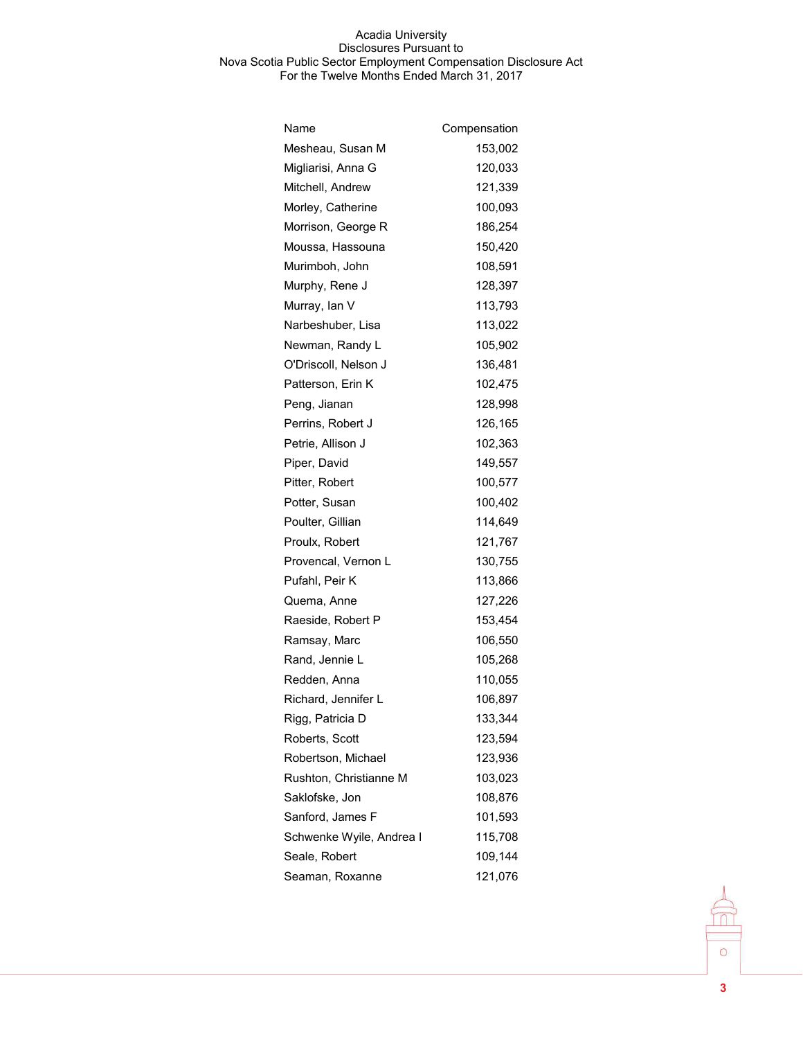Acadia University
Disclosures Pursuant to
Nova Scotia Public Sector Employment Compensation Disclosure Act
For the Twelve Months Ended March 31, 2017

| Name | Compensation |
|---|---|
| Mesheau, Susan M | 153,002 |
| Migliarisi, Anna G | 120,033 |
| Mitchell, Andrew | 121,339 |
| Morley, Catherine | 100,093 |
| Morrison, George R | 186,254 |
| Moussa, Hassouna | 150,420 |
| Murimboh, John | 108,591 |
| Murphy, Rene J | 128,397 |
| Murray, Ian V | 113,793 |
| Narbeshuber, Lisa | 113,022 |
| Newman, Randy L | 105,902 |
| O'Driscoll, Nelson J | 136,481 |
| Patterson, Erin K | 102,475 |
| Peng, Jianan | 128,998 |
| Perrins, Robert J | 126,165 |
| Petrie, Allison J | 102,363 |
| Piper, David | 149,557 |
| Pitter, Robert | 100,577 |
| Potter, Susan | 100,402 |
| Poulter, Gillian | 114,649 |
| Proulx, Robert | 121,767 |
| Provencal, Vernon L | 130,755 |
| Pufahl, Peir K | 113,866 |
| Quema, Anne | 127,226 |
| Raeside, Robert P | 153,454 |
| Ramsay, Marc | 106,550 |
| Rand, Jennie L | 105,268 |
| Redden, Anna | 110,055 |
| Richard, Jennifer L | 106,897 |
| Rigg, Patricia D | 133,344 |
| Roberts, Scott | 123,594 |
| Robertson, Michael | 123,936 |
| Rushton, Christianne M | 103,023 |
| Saklofske, Jon | 108,876 |
| Sanford, James F | 101,593 |
| Schwenke Wyile, Andrea I | 115,708 |
| Seale, Robert | 109,144 |
| Seaman, Roxanne | 121,076 |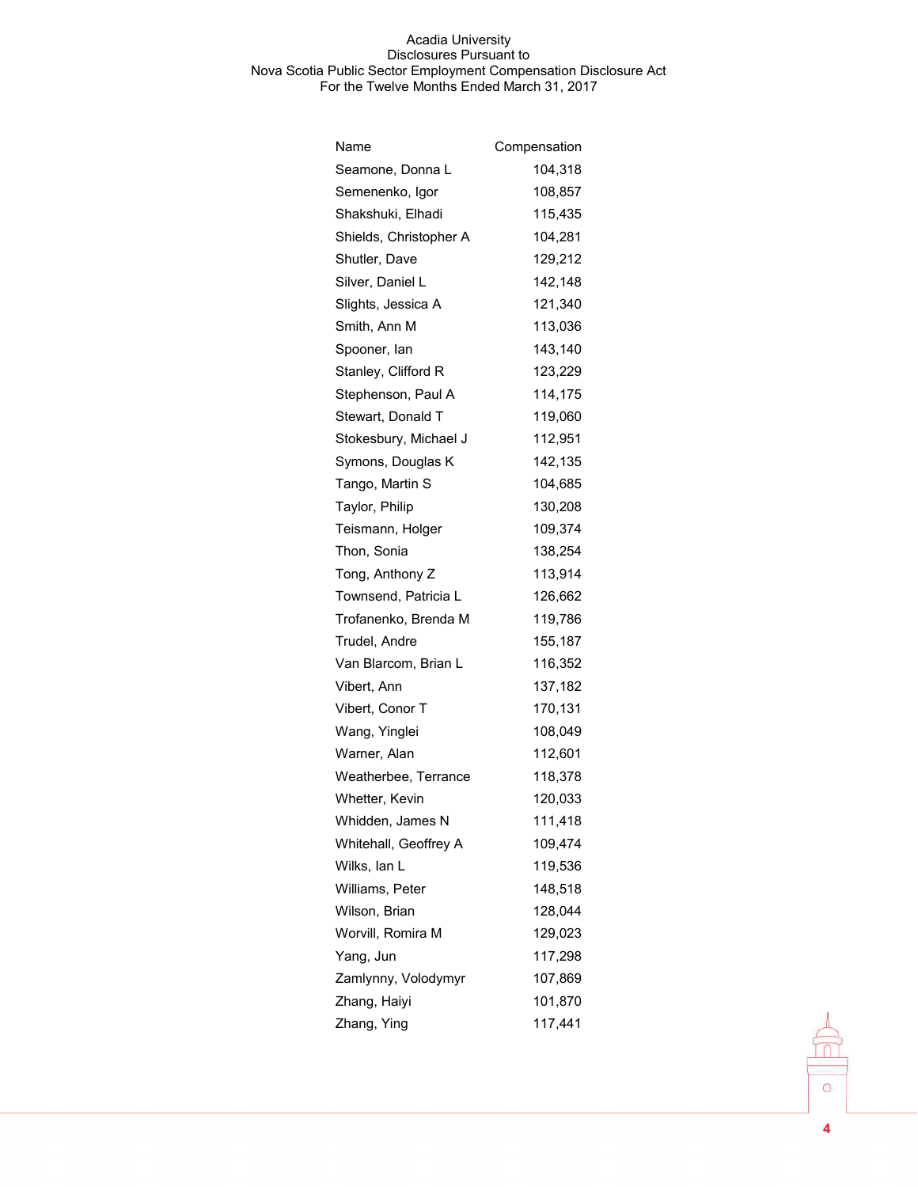Acadia University
Disclosures Pursuant to
Nova Scotia Public Sector Employment Compensation Disclosure Act
For the Twelve Months Ended March 31, 2017

| Name | Compensation |
| --- | --- |
| Seamone, Donna L | 104,318 |
| Semenenko, Igor | 108,857 |
| Shakshuki, Elhadi | 115,435 |
| Shields, Christopher A | 104,281 |
| Shutler, Dave | 129,212 |
| Silver, Daniel L | 142,148 |
| Slights, Jessica A | 121,340 |
| Smith, Ann M | 113,036 |
| Spooner, Ian | 143,140 |
| Stanley, Clifford R | 123,229 |
| Stephenson, Paul A | 114,175 |
| Stewart, Donald T | 119,060 |
| Stokesbury, Michael J | 112,951 |
| Symons, Douglas K | 142,135 |
| Tango, Martin S | 104,685 |
| Taylor, Philip | 130,208 |
| Teismann, Holger | 109,374 |
| Thon, Sonia | 138,254 |
| Tong, Anthony Z | 113,914 |
| Townsend, Patricia L | 126,662 |
| Trofanenko, Brenda M | 119,786 |
| Trudel, Andre | 155,187 |
| Van Blarcom, Brian L | 116,352 |
| Vibert, Ann | 137,182 |
| Vibert, Conor T | 170,131 |
| Wang, Yinglei | 108,049 |
| Warner, Alan | 112,601 |
| Weatherbee, Terrance | 118,378 |
| Whetter, Kevin | 120,033 |
| Whidden, James N | 111,418 |
| Whitehall, Geoffrey A | 109,474 |
| Wilks, Ian L | 119,536 |
| Williams, Peter | 148,518 |
| Wilson, Brian | 128,044 |
| Worvill, Romira M | 129,023 |
| Yang, Jun | 117,298 |
| Zamlynny, Volodymyr | 107,869 |
| Zhang, Haiyi | 101,870 |
| Zhang, Ying | 117,441 |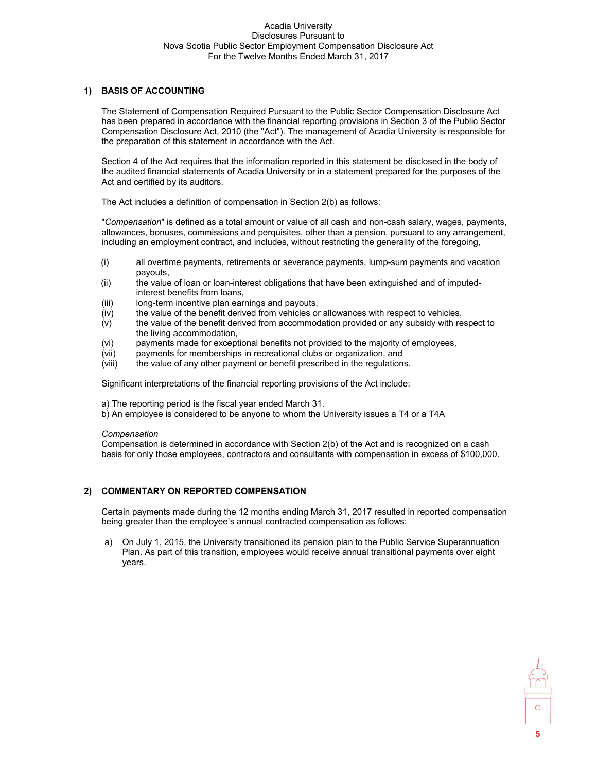Acadia University
Disclosures Pursuant to
Nova Scotia Public Sector Employment Compensation Disclosure Act
For the Twelve Months Ended March 31, 2017

## 1) BASIS OF ACCOUNTING

The Statement of Compensation Required Pursuant to the Public Sector Compensation Disclosure Act has been prepared in accordance with the financial reporting provisions in Section 3 of the Public Sector Compensation Disclosure Act, 2010 (the "Act"). The management of Acadia University is responsible for the preparation of this statement in accordance with the Act.

Section 4 of the Act requires that the information reported in this statement be disclosed in the body of the audited financial statements of Acadia University or in a statement prepared for the purposes of the Act and certified by its auditors.

The Act includes a definition of compensation in Section 2(b) as follows:

"*Compensation*" is defined as a total amount or value of all cash and non-cash salary, wages, payments, allowances, bonuses, commissions and perquisites, other than a pension, pursuant to any arrangement, including an employment contract, and includes, without restricting the generality of the foregoing,

- (i) all overtime payments, retirements or severance payments, lump-sum payments and vacation payouts,
- (ii) the value of loan or loan-interest obligations that have been extinguished and of imputed-interest benefits from loans,
- (iii) long-term incentive plan earnings and payouts,
- (iv) the value of the benefit derived from vehicles or allowances with respect to vehicles,
- (v) the value of the benefit derived from accommodation provided or any subsidy with respect to the living accommodation,
- (vi) payments made for exceptional benefits not provided to the majority of employees,
- (vii) payments for memberships in recreational clubs or organization, and
- (viii) the value of any other payment or benefit prescribed in the regulations.

Significant interpretations of the financial reporting provisions of the Act include:

a) The reporting period is the fiscal year ended March 31.
b) An employee is considered to be anyone to whom the University issues a T4 or a T4A

*Compensation*
Compensation is determined in accordance with Section 2(b) of the Act and is recognized on a cash basis for only those employees, contractors and consultants with compensation in excess of $100,000.

## 2) COMMENTARY ON REPORTED COMPENSATION

Certain payments made during the 12 months ending March 31, 2017 resulted in reported compensation being greater than the employee's annual contracted compensation as follows:

a) On July 1, 2015, the University transitioned its pension plan to the Public Service Superannuation Plan. As part of this transition, employees would receive annual transitional payments over eight years.